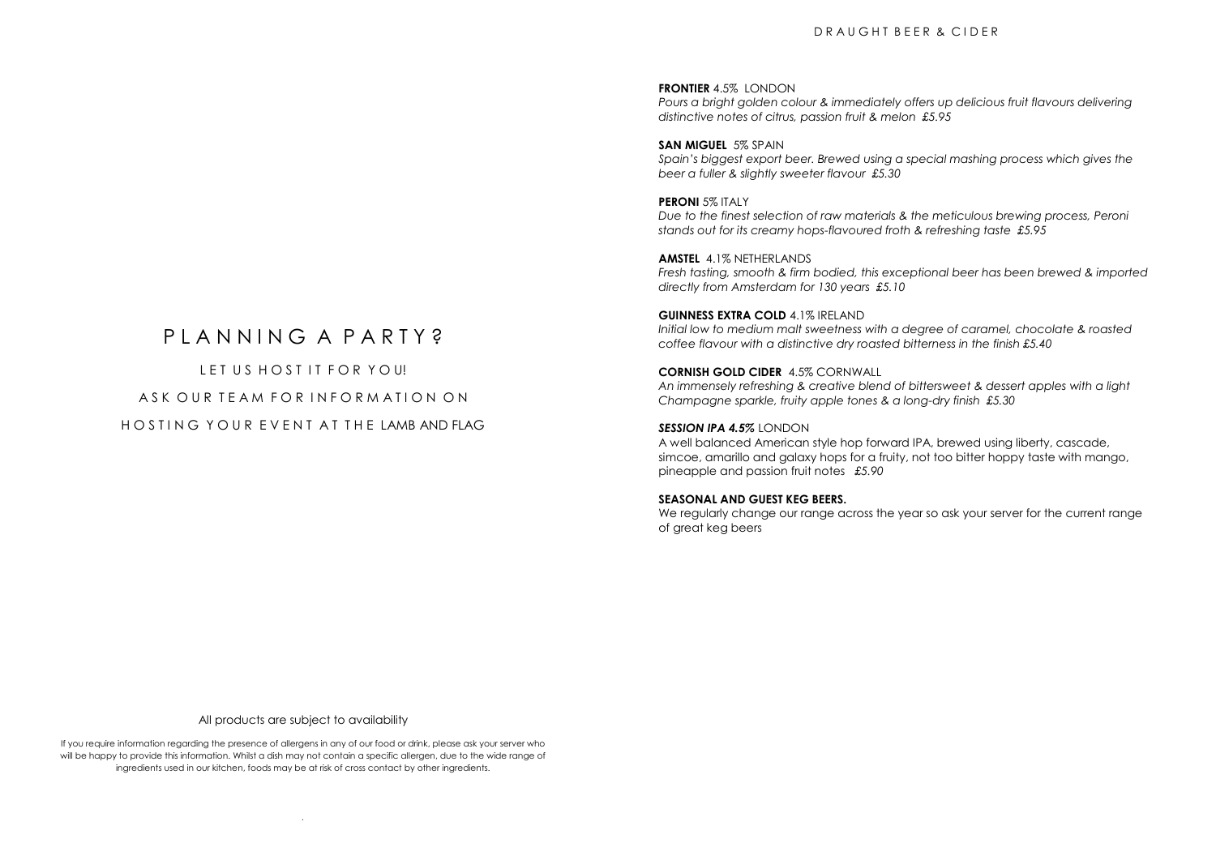# PLANNING A PARTY?

LET US HOST IT FOR YOU!

ASK OUR TEAM FOR INFORMATION ON

HOSTING YOUR EVENT AT THE LAMB AND FLAG

All products are subject to availability

If you require information regarding the presence of allergens in any of our food or drink, please ask your server who will be happy to provide this information. Whilst a dish may not contain a specific allergen, due to the wide range of ingredients used in our kitchen, foods may be at risk of cross contact by other ingredients.

## DRAUGHT BEER & CIDER

**FRONTIER** 4.5% LONDON
*Pours a bright golden colour & immediately offers up delicious fruit flavours delivering distinctive notes of citrus, passion fruit & melon £5.95*

**SAN MIGUEL** 5% SPAIN
*Spain's biggest export beer. Brewed using a special mashing process which gives the beer a fuller & slightly sweeter flavour £5.30*

**PERONI** 5% ITALY
*Due to the finest selection of raw materials & the meticulous brewing process, Peroni stands out for its creamy hops-flavoured froth & refreshing taste £5.95*

**AMSTEL** 4.1% NETHERLANDS
*Fresh tasting, smooth & firm bodied, this exceptional beer has been brewed & imported directly from Amsterdam for 130 years £5.10*

**GUINNESS EXTRA COLD** 4.1% IRELAND
*Initial low to medium malt sweetness with a degree of caramel, chocolate & roasted coffee flavour with a distinctive dry roasted bitterness in the finish £5.40*

**CORNISH GOLD CIDER** 4.5% CORNWALL
*An immensely refreshing & creative blend of bittersweet & dessert apples with a light Champagne sparkle, fruity apple tones & a long-dry finish £5.30*

***SESSION IPA 4.5%*** LONDON
A well balanced American style hop forward IPA, brewed using liberty, cascade, simcoe, amarillo and galaxy hops for a fruity, not too bitter hoppy taste with mango, pineapple and passion fruit notes *£5.90*

**SEASONAL AND GUEST KEG BEERS.**
We regularly change our range across the year so ask your server for the current range of great keg beers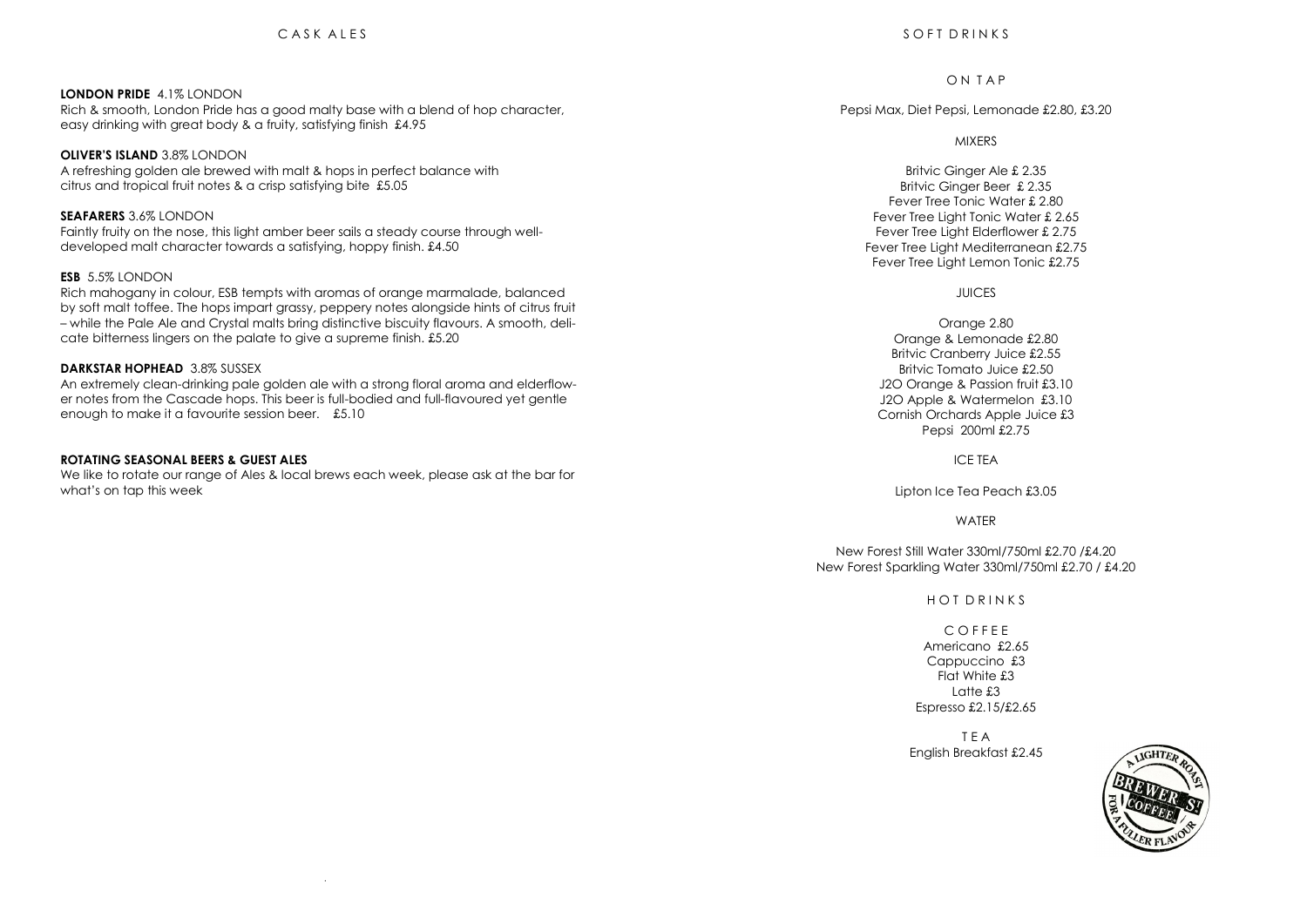## CASK ALES

**LONDON PRIDE** 4.1% LONDON
Rich & smooth, London Pride has a good malty base with a blend of hop character, easy drinking with great body & a fruity, satisfying finish £4.95

**OLIVER'S ISLAND** 3.8% LONDON
A refreshing golden ale brewed with malt & hops in perfect balance with citrus and tropical fruit notes & a crisp satisfying bite £5.05

**SEAFARERS** 3.6% LONDON
Faintly fruity on the nose, this light amber beer sails a steady course through well-developed malt character towards a satisfying, hoppy finish. £4.50

**ESB** 5.5% LONDON
Rich mahogany in colour, ESB tempts with aromas of orange marmalade, balanced by soft malt toffee. The hops impart grassy, peppery notes alongside hints of citrus fruit – while the Pale Ale and Crystal malts bring distinctive biscuity flavours. A smooth, delicate bitterness lingers on the palate to give a supreme finish. £5.20

**DARKSTAR HOPHEAD** 3.8% SUSSEX
An extremely clean-drinking pale golden ale with a strong floral aroma and elderflower notes from the Cascade hops. This beer is full-bodied and full-flavoured yet gentle enough to make it a favourite session beer. £5.10

**ROTATING SEASONAL BEERS & GUEST ALES**
We like to rotate our range of Ales & local brews each week, please ask at the bar for what's on tap this week

## SOFT DRINKS

### ON TAP

Pepsi Max, Diet Pepsi, Lemonade £2.80, £3.20

### MIXERS

Britvic Ginger Ale £ 2.35
Britvic Ginger Beer £ 2.35
Fever Tree Tonic Water £ 2.80
Fever Tree Light Tonic Water £ 2.65
Fever Tree Light Elderflower £ 2.75
Fever Tree Light Mediterranean £2.75
Fever Tree Light Lemon Tonic £2.75

### JUICES

Orange 2.80
Orange & Lemonade £2.80
Britvic Cranberry Juice £2.55
Britvic Tomato Juice £2.50
J2O Orange & Passion fruit £3.10
J2O Apple & Watermelon £3.10
Cornish Orchards Apple Juice £3
Pepsi 200ml £2.75

### ICE TEA

Lipton Ice Tea Peach £3.05

### WATER

New Forest Still Water 330ml/750ml £2.70 /£4.20
New Forest Sparkling Water 330ml/750ml £2.70 / £4.20

## HOT DRINKS

### COFFEE

Americano £2.65
Cappuccino £3
Flat White £3
Latte £3
Espresso £2.15/£2.65

### TEA

English Breakfast £2.45

A LIGHTER ROAST FOR A FULLER FLAVOUR BREWER'S COFFEE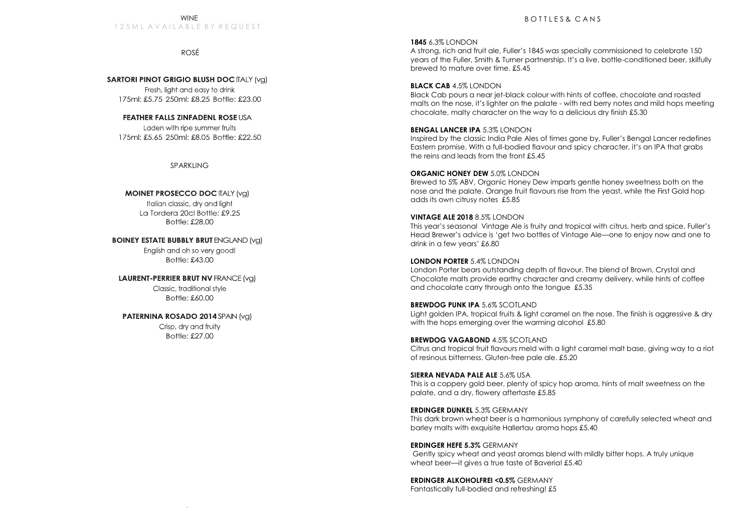# WINE

125ML AVAILABLE BY REQUEST

## ROSÉ

**SARTORI PINOT GRIGIO BLUSH DOC** ITALY (vg)

Fresh, light and easy to drink

175ml: £5.75 250ml: £8.25 Bottle: £23.00

**FEATHER FALLS ZINFADENL ROSE** USA

Laden with ripe summer fruits

175ml: £5.65 250ml: £8.05 Bottle: £22.50

## SPARKLING

**MOINET PROSECCO DOC** ITALY (vg)

Italian classic, dry and light

La Tordera 20cl Bottle: £9.25

Bottle: £28.00

**BOINEY ESTATE BUBBLY BRUT** ENGLAND (vg)

English and oh so very good!

Bottle: £43.00

**LAURENT-PERRIER BRUT NV** FRANCE (vg)

Classic, traditional style

Bottle: £60.00

**PATERNINA ROSADO 2014** SPAIN (vg)

Crisp, dry and fruity

Bottle: £27.00

# BOTTLES & CANS

**1845** 6.3% LONDON

A strong, rich and fruit ale, Fuller's 1845 was specially commissioned to celebrate 150 years of the Fuller, Smith & Turner partnership. It's a live, bottle-conditioned beer, skilfully brewed to mature over time. £5.45

**BLACK CAB** 4.5% LONDON

Black Cab pours a near jet-black colour with hints of coffee, chocolate and roasted malts on the nose, it's lighter on the palate - with red berry notes and mild hops meeting chocolate, malty character on the way to a delicious dry finish £5.30

**BENGAL LANCER IPA** 5.3% LONDON

Inspired by the classic India Pale Ales of times gone by, Fuller's Bengal Lancer redefines Eastern promise. With a full-bodied flavour and spicy character, it's an IPA that grabs the reins and leads from the front £5.45

**ORGANIC HONEY DEW** 5.0% LONDON

Brewed to 5% ABV, Organic Honey Dew imparts gentle honey sweetness both on the nose and the palate. Orange fruit flavours rise from the yeast, while the First Gold hop adds its own citrusy notes £5.85

**VINTAGE ALE 2018** 8.5% LONDON

This year's seasonal Vintage Ale is fruity and tropical with citrus, herb and spice. Fuller's Head Brewer's advice is 'get two bottles of Vintage Ale—one to enjoy now and one to drink in a few years' £6.80

**LONDON PORTER** 5.4% LONDON

London Porter bears outstanding depth of flavour. The blend of Brown, Crystal and Chocolate malts provide earthy character and creamy delivery, while hints of coffee and chocolate carry through onto the tongue £5.35

**BREWDOG PUNK IPA** 5.6% SCOTLAND

Light golden IPA, tropical fruits & light caramel on the nose. The finish is aggressive & dry with the hops emerging over the warming alcohol £5.80

**BREWDOG VAGABOND** 4.5% SCOTLAND

Citrus and tropical fruit flavours meld with a light caramel malt base, giving way to a riot of resinous bitterness. Gluten-free pale ale. £5.20

**SIERRA NEVADA PALE ALE** 5.6% USA

This is a coppery gold beer, plenty of spicy hop aroma, hints of malt sweetness on the palate, and a dry, flowery aftertaste £5.85

**ERDINGER DUNKEL** 5.3% GERMANY

This dark brown wheat beer is a harmonious symphony of carefully selected wheat and barley malts with exquisite Hallertau aroma hops £5.40

**ERDINGER HEFE 5.3%** GERMANY

Gently spicy wheat and yeast aromas blend with mildly bitter hops. A truly unique wheat beer—it gives a true taste of Baveria! £5.40

**ERDINGER ALKOHOLFREI <0.5%** GERMANY

Fantastically full-bodied and refreshing! £5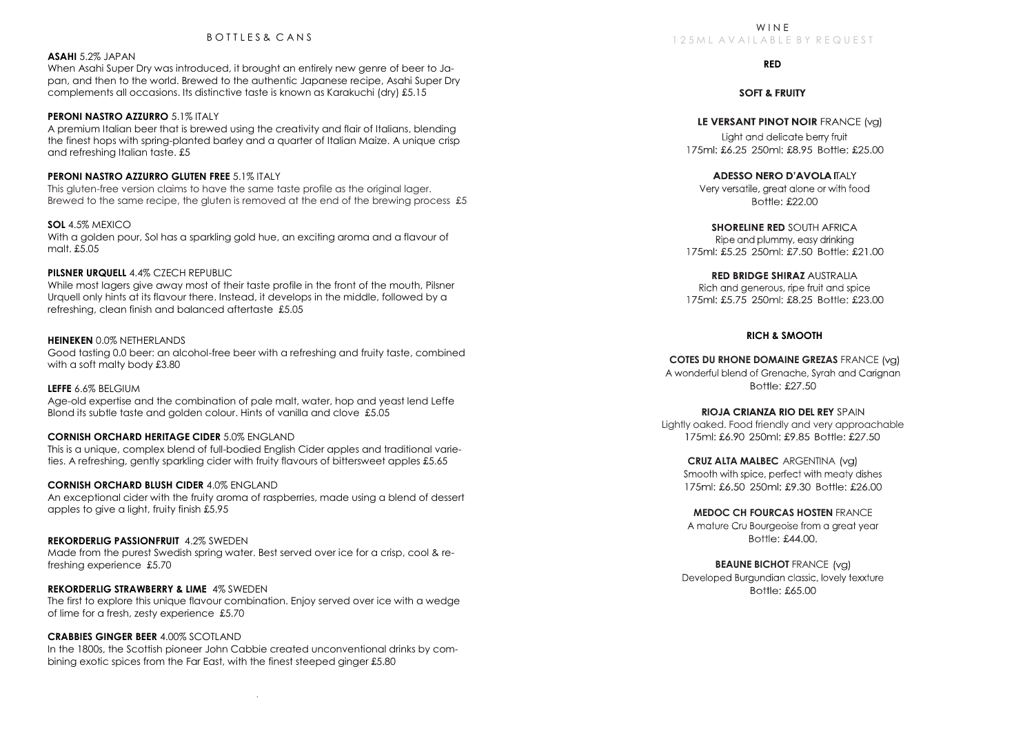## BOTTLES & CANS

**ASAHI** 5.2% JAPAN
When Asahi Super Dry was introduced, it brought an entirely new genre of beer to Japan, and then to the world. Brewed to the authentic Japanese recipe, Asahi Super Dry complements all occasions. Its distinctive taste is known as Karakuchi (dry) £5.15

**PERONI NASTRO AZZURRO** 5.1% ITALY
A premium Italian beer that is brewed using the creativity and flair of Italians, blending the finest hops with spring-planted barley and a quarter of Italian Maize. A unique crisp and refreshing Italian taste. £5

**PERONI NASTRO AZZURRO GLUTEN FREE** 5.1% ITALY
This gluten-free version claims to have the same taste profile as the original lager. Brewed to the same recipe, the gluten is removed at the end of the brewing process £5

**SOL** 4.5% MEXICO
With a golden pour, Sol has a sparkling gold hue, an exciting aroma and a flavour of malt. £5.05

**PILSNER URQUELL** 4.4% CZECH REPUBLIC
While most lagers give away most of their taste profile in the front of the mouth, Pilsner Urquell only hints at its flavour there. Instead, it develops in the middle, followed by a refreshing, clean finish and balanced aftertaste £5.05

**HEINEKEN** 0.0% NETHERLANDS
Good tasting 0.0 beer: an alcohol-free beer with a refreshing and fruity taste, combined with a soft malty body £3.80

**LEFFE** 6.6% BELGIUM
Age-old expertise and the combination of pale malt, water, hop and yeast lend Leffe Blond its subtle taste and golden colour. Hints of vanilla and clove £5.05

**CORNISH ORCHARD HERITAGE CIDER** 5.0% ENGLAND
This is a unique, complex blend of full-bodied English Cider apples and traditional varieties. A refreshing, gently sparkling cider with fruity flavours of bittersweet apples £5.65

**CORNISH ORCHARD BLUSH CIDER** 4.0% ENGLAND
An exceptional cider with the fruity aroma of raspberries, made using a blend of dessert apples to give a light, fruity finish £5.95

**REKORDERLIG PASSIONFRUIT** 4.2% SWEDEN
Made from the purest Swedish spring water. Best served over ice for a crisp, cool & refreshing experience £5.70

**REKORDERLIG STRAWBERRY & LIME** 4% SWEDEN
The first to explore this unique flavour combination. Enjoy served over ice with a wedge of lime for a fresh, zesty experience £5.70

**CRABBIES GINGER BEER** 4.00% SCOTLAND
In the 1800s, the Scottish pioneer John Cabbie created unconventional drinks by combining exotic spices from the Far East, with the finest steeped ginger £5.80

## WINE

125ML AVAILABLE BY REQUEST

### RED

#### SOFT & FRUITY

**LE VERSANT PINOT NOIR** FRANCE (vg)
Light and delicate berry fruit
175ml: £6.25 250ml: £8.95 Bottle: £25.00

**ADESSO NERO D'AVOLA** ITALY
Very versatile, great alone or with food
Bottle: £22.00

**SHORELINE RED** SOUTH AFRICA
Ripe and plummy, easy drinking
175ml: £5.25 250ml: £7.50 Bottle: £21.00

**RED BRIDGE SHIRAZ** AUSTRALIA
Rich and generous, ripe fruit and spice
175ml: £5.75 250ml: £8.25 Bottle: £23.00

#### RICH & SMOOTH

**COTES DU RHONE DOMAINE GREZAS** FRANCE (vg)
A wonderful blend of Grenache, Syrah and Carignan
Bottle: £27.50

**RIOJA CRIANZA RIO DEL REY** SPAIN
Lightly oaked. Food friendly and very approachable
175ml: £6.90 250ml: £9.85 Bottle: £27.50

**CRUZ ALTA MALBEC** ARGENTINA (vg)
Smooth with spice, perfect with meaty dishes
175ml: £6.50 250ml: £9.30 Bottle: £26.00

**MEDOC CH FOURCAS HOSTEN** FRANCE
A mature Cru Bourgeoise from a great year
Bottle: £44.00.

**BEAUNE BICHOT** FRANCE (vg)
Developed Burgundian classic, lovely texxture
Bottle: £65.00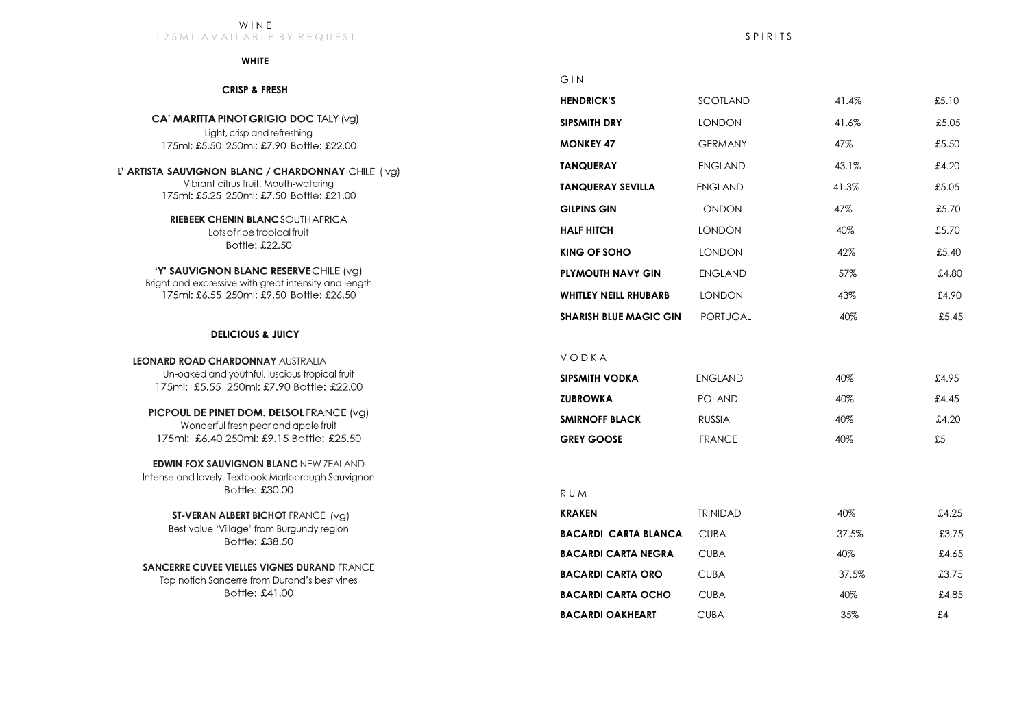# WINE

125ML AVAILABLE BY REQUEST

## WHITE

### CRISP & FRESH

**CA' MARITTA PINOT GRIGIO DOC** ITALY (vg)
Light, crisp and refreshing
175ml: £5.50 250ml: £7.90 Bottle: £22.00

**L' ARTISTA SAUVIGNON BLANC / CHARDONNAY** CHILE ( vg)
Vibrant citrus fruit. Mouth-watering
175ml: £5.25 250ml: £7.50 Bottle: £21.00

**RIEBEEK CHENIN BLANC** SOUTH AFRICA
Lots of ripe tropical fruit
Bottle: £22.50

**'Y' SAUVIGNON BLANC RESERVE** CHILE (vg)
Bright and expressive with great intensity and length
175ml: £6.55 250ml: £9.50 Bottle: £26.50

### DELICIOUS & JUICY

**LEONARD ROAD CHARDONNAY** AUSTRALIA
Un-oaked and youthful, luscious tropical fruit
175ml: £5.55 250ml: £7.90 Bottle: £22.00

**PICPOUL DE PINET DOM. DELSOL** FRANCE (vg)
Wonderful fresh pear and apple fruit
175ml: £6.40 250ml: £9.15 Bottle: £25.50

**EDWIN FOX SAUVIGNON BLANC** NEW ZEALAND
Intense and lovely. Textbook Marlborough Sauvignon
Bottle: £30.00

**ST-VERAN ALBERT BICHOT** FRANCE (vg)
Best value 'Village' from Burgundy region
Bottle: £38.50

**SANCERRE CUVEE VIELLES VIGNES DURAND** FRANCE
Top notich Sancerre from Durand's best vines
Bottle: £41.00

# SPIRITS

## GIN

| | | | |
|---|---|---|---|
| **HENDRICK'S** | SCOTLAND | 41.4% | £5.10 |
| **SIPSMITH DRY** | LONDON | 41.6% | £5.05 |
| **MONKEY 47** | GERMANY | 47% | £5.50 |
| **TANQUERAY** | ENGLAND | 43.1% | £4.20 |
| **TANQUERAY SEVILLA** | ENGLAND | 41.3% | £5.05 |
| **GILPINS GIN** | LONDON | 47% | £5.70 |
| **HALF HITCH** | LONDON | 40% | £5.70 |
| **KING OF SOHO** | LONDON | 42% | £5.40 |
| **PLYMOUTH NAVY GIN** | ENGLAND | 57% | £4.80 |
| **WHITLEY NEILL RHUBARB** | LONDON | 43% | £4.90 |
| **SHARISH BLUE MAGIC GIN** | PORTUGAL | 40% | £5.45 |

## VODKA

| | | | |
|---|---|---|---|
| **SIPSMITH VODKA** | ENGLAND | 40% | £4.95 |
| **ZUBROWKA** | POLAND | 40% | £4.45 |
| **SMIRNOFF BLACK** | RUSSIA | 40% | £4.20 |
| **GREY GOOSE** | FRANCE | 40% | £5 |

## RUM

| | | | |
|---|---|---|---|
| **KRAKEN** | TRINIDAD | 40% | £4.25 |
| **BACARDI CARTA BLANCA** | CUBA | 37.5% | £3.75 |
| **BACARDI CARTA NEGRA** | CUBA | 40% | £4.65 |
| **BACARDI CARTA ORO** | CUBA | 37.5% | £3.75 |
| **BACARDI CARTA OCHO** | CUBA | 40% | £4.85 |
| **BACARDI OAKHEART** | CUBA | 35% | £4 |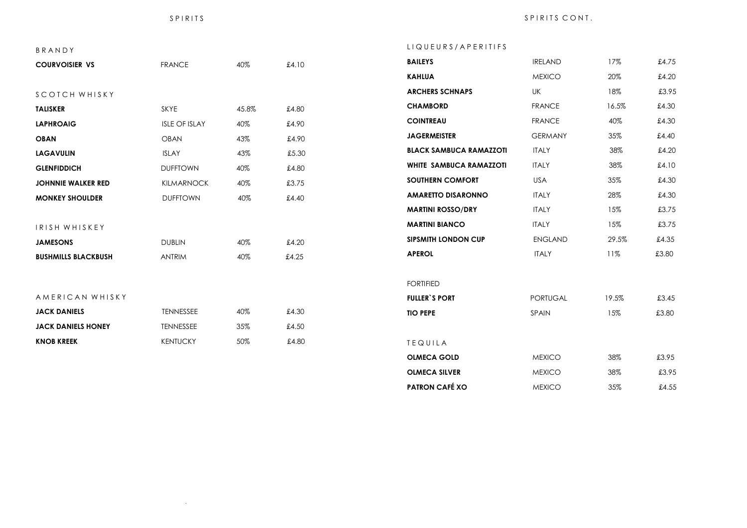# SPIRITS

## BRANDY

| | | | |
|---|---|---|---|
| **COURVOISIER VS** | FRANCE | 40% | £4.10 |

## SCOTCH WHISKY

| | | | |
|---|---|---|---|
| **TALISKER** | SKYE | 45.8% | £4.80 |
| **LAPHROAIG** | ISLE OF ISLAY | 40% | £4.90 |
| **OBAN** | OBAN | 43% | £4.90 |
| **LAGAVULIN** | ISLAY | 43% | £5.30 |
| **GLENFIDDICH** | DUFFTOWN | 40% | £4.80 |
| **JOHNNIE WALKER RED** | KILMARNOCK | 40% | £3.75 |
| **MONKEY SHOULDER** | DUFFTOWN | 40% | £4.40 |

## IRISH WHISKEY

| | | | |
|---|---|---|---|
| **JAMESONS** | DUBLIN | 40% | £4.20 |
| **BUSHMILLS BLACKBUSH** | ANTRIM | 40% | £4.25 |

## AMERICAN WHISKY

| | | | |
|---|---|---|---|
| **JACK DANIELS** | TENNESSEE | 40% | £4.30 |
| **JACK DANIELS HONEY** | TENNESSEE | 35% | £4.50 |
| **KNOB KREEK** | KENTUCKY | 50% | £4.80 |

# SPIRITS CONT.

## LIQUEURS/APERITIFS

| | | | |
|---|---|---|---|
| **BAILEYS** | IRELAND | 17% | £4.75 |
| **KAHLUA** | MEXICO | 20% | £4.20 |
| **ARCHERS SCHNAPS** | UK | 18% | £3.95 |
| **CHAMBORD** | FRANCE | 16.5% | £4.30 |
| **COINTREAU** | FRANCE | 40% | £4.30 |
| **JAGERMEISTER** | GERMANY | 35% | £4.40 |
| **BLACK SAMBUCA RAMAZZOTI** | ITALY | 38% | £4.20 |
| **WHITE SAMBUCA RAMAZZOTI** | ITALY | 38% | £4.10 |
| **SOUTHERN COMFORT** | USA | 35% | £4.30 |
| **AMARETTO DISARONNO** | ITALY | 28% | £4.30 |
| **MARTINI ROSSO/DRY** | ITALY | 15% | £3.75 |
| **MARTINI BIANCO** | ITALY | 15% | £3.75 |
| **SIPSMITH LONDON CUP** | ENGLAND | 29.5% | £4.35 |
| **APEROL** | ITALY | 11% | £3.80 |

## FORTIFIED

| | | | |
|---|---|---|---|
| **FULLER`S PORT** | PORTUGAL | 19.5% | £3.45 |
| **TIO PEPE** | SPAIN | 15% | £3.80 |

## TEQUILA

| | | | |
|---|---|---|---|
| **OLMECA GOLD** | MEXICO | 38% | £3.95 |
| **OLMECA SILVER** | MEXICO | 38% | £3.95 |
| **PATRON CAFÉ XO** | MEXICO | 35% | £4.55 |